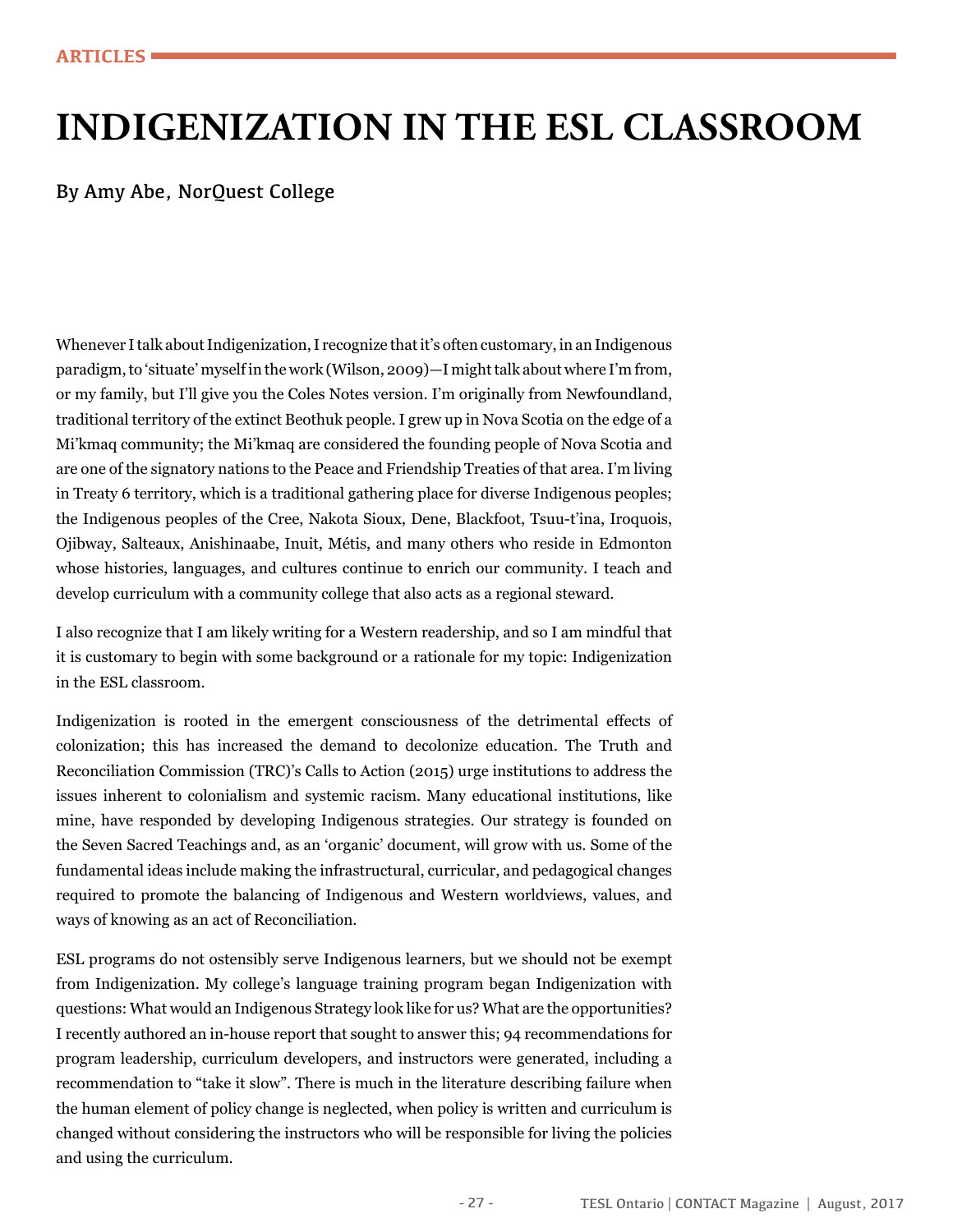# INDIGENIZATION IN THE ESL CLASSROOM

By Amy Abe, NorQuest College

Whenever I talk about Indigenization, I recognize that it's often customary, in an Indigenous paradigm, to 'situate' myself in the work (Wilson, 2009)—I might talk about where I'm from, or my family, but I'll give you the Coles Notes version. I'm originally from Newfoundland, traditional territory of the extinct Beothuk people. I grew up in Nova Scotia on the edge of a Mi'kmaq community; the Mi'kmaq are considered the founding people of Nova Scotia and are one of the signatory nations to the Peace and Friendship Treaties of that area. I'm living in Treaty 6 territory, which is a traditional gathering place for diverse Indigenous peoples; the Indigenous peoples of the Cree, Nakota Sioux, Dene, Blackfoot, Tsuu-t'ina, Iroquois, Ojibway, Salteaux, Anishinaabe, Inuit, Métis, and many others who reside in Edmonton whose histories, languages, and cultures continue to enrich our community. I teach and develop curriculum with a community college that also acts as a regional steward.

I also recognize that I am likely writing for a Western readership, and so I am mindful that it is customary to begin with some background or a rationale for my topic: Indigenization in the ESL classroom.

Indigenization is rooted in the emergent consciousness of the detrimental effects of colonization; this has increased the demand to decolonize education. The Truth and Reconciliation Commission (TRC)'s Calls to Action (2015) urge institutions to address the issues inherent to colonialism and systemic racism. Many educational institutions, like mine, have responded by developing Indigenous strategies. Our strategy is founded on the Seven Sacred Teachings and, as an 'organic' document, will grow with us. Some of the fundamental ideas include making the infrastructural, curricular, and pedagogical changes required to promote the balancing of Indigenous and Western worldviews, values, and ways of knowing as an act of Reconciliation.

ESL programs do not ostensibly serve Indigenous learners, but we should not be exempt from Indigenization. My college's language training program began Indigenization with questions: What would an Indigenous Strategy look like for us? What are the opportunities? I recently authored an in-house report that sought to answer this; 94 recommendations for program leadership, curriculum developers, and instructors were generated, including a recommendation to "take it slow". There is much in the literature describing failure when the human element of policy change is neglected, when policy is written and curriculum is changed without considering the instructors who will be responsible for living the policies and using the curriculum.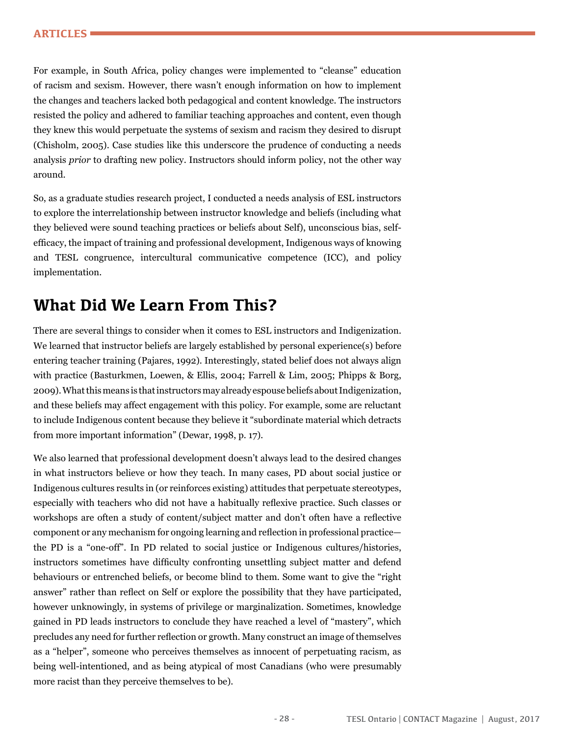For example, in South Africa, policy changes were implemented to "cleanse" education of racism and sexism. However, there wasn't enough information on how to implement the changes and teachers lacked both pedagogical and content knowledge. The instructors resisted the policy and adhered to familiar teaching approaches and content, even though they knew this would perpetuate the systems of sexism and racism they desired to disrupt (Chisholm, 2005). Case studies like this underscore the prudence of conducting a needs analysis *prior* to drafting new policy. Instructors should inform policy, not the other way around.

So, as a graduate studies research project, I conducted a needs analysis of ESL instructors to explore the interrelationship between instructor knowledge and beliefs (including what they believed were sound teaching practices or beliefs about Self), unconscious bias, self-efficacy, the impact of training and professional development, Indigenous ways of knowing and TESL congruence, intercultural communicative competence (ICC), and policy implementation.

## What Did We Learn From This?

There are several things to consider when it comes to ESL instructors and Indigenization. We learned that instructor beliefs are largely established by personal experience(s) before entering teacher training (Pajares, 1992). Interestingly, stated belief does not always align with practice (Basturkmen, Loewen, & Ellis, 2004; Farrell & Lim, 2005; Phipps & Borg, 2009). What this means is that instructors may already espouse beliefs about Indigenization, and these beliefs may affect engagement with this policy. For example, some are reluctant to include Indigenous content because they believe it "subordinate material which detracts from more important information" (Dewar, 1998, p. 17).

We also learned that professional development doesn't always lead to the desired changes in what instructors believe or how they teach. In many cases, PD about social justice or Indigenous cultures results in (or reinforces existing) attitudes that perpetuate stereotypes, especially with teachers who did not have a habitually reflexive practice. Such classes or workshops are often a study of content/subject matter and don't often have a reflective component or any mechanism for ongoing learning and reflection in professional practice—the PD is a "one-off". In PD related to social justice or Indigenous cultures/histories, instructors sometimes have difficulty confronting unsettling subject matter and defend behaviours or entrenched beliefs, or become blind to them. Some want to give the "right answer" rather than reflect on Self or explore the possibility that they have participated, however unknowingly, in systems of privilege or marginalization. Sometimes, knowledge gained in PD leads instructors to conclude they have reached a level of "mastery", which precludes any need for further reflection or growth. Many construct an image of themselves as a "helper", someone who perceives themselves as innocent of perpetuating racism, as being well-intentioned, and as being atypical of most Canadians (who were presumably more racist than they perceive themselves to be).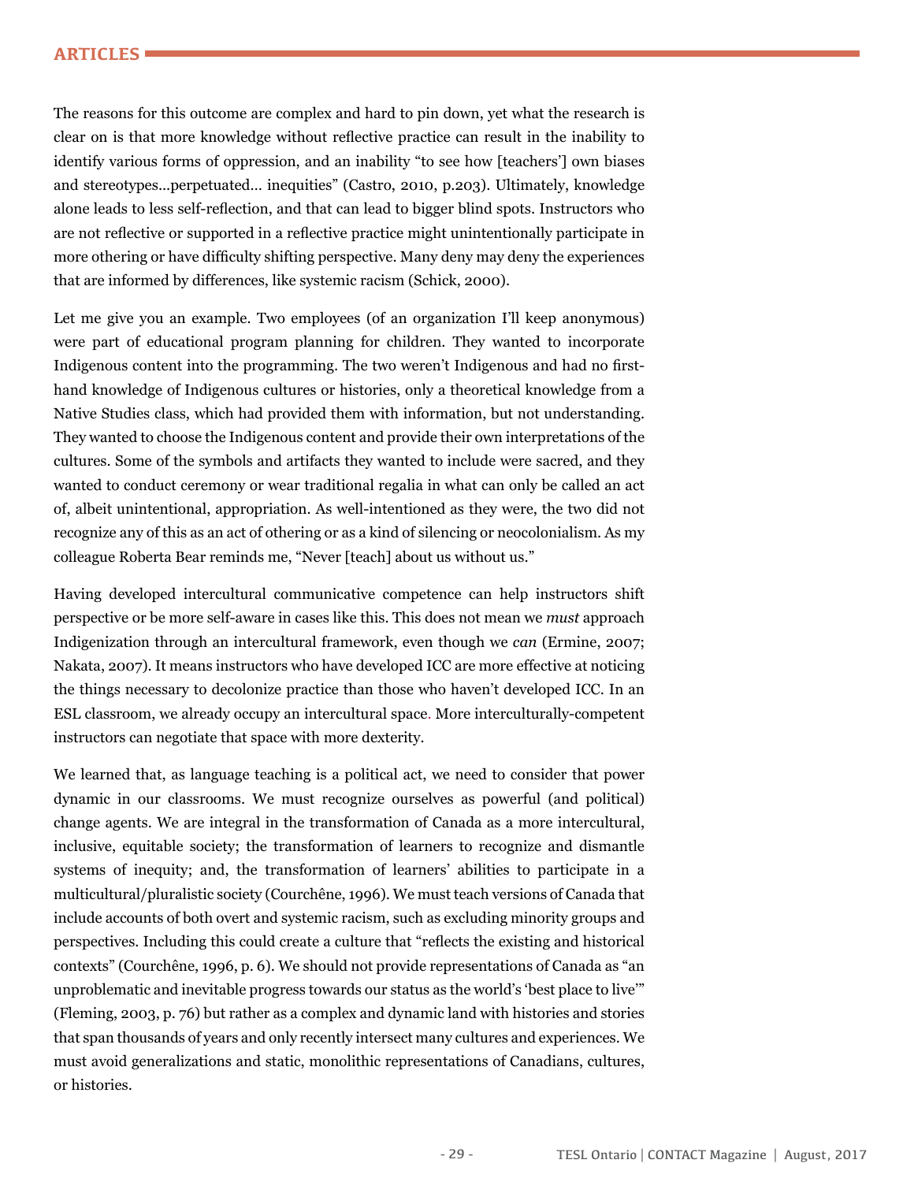The reasons for this outcome are complex and hard to pin down, yet what the research is clear on is that more knowledge without reflective practice can result in the inability to identify various forms of oppression, and an inability "to see how [teachers'] own biases and stereotypes...perpetuated... inequities" (Castro, 2010, p.203). Ultimately, knowledge alone leads to less self-reflection, and that can lead to bigger blind spots. Instructors who are not reflective or supported in a reflective practice might unintentionally participate in more othering or have difficulty shifting perspective. Many deny may deny the experiences that are informed by differences, like systemic racism (Schick, 2000).

Let me give you an example. Two employees (of an organization I'll keep anonymous) were part of educational program planning for children. They wanted to incorporate Indigenous content into the programming. The two weren't Indigenous and had no first-hand knowledge of Indigenous cultures or histories, only a theoretical knowledge from a Native Studies class, which had provided them with information, but not understanding. They wanted to choose the Indigenous content and provide their own interpretations of the cultures. Some of the symbols and artifacts they wanted to include were sacred, and they wanted to conduct ceremony or wear traditional regalia in what can only be called an act of, albeit unintentional, appropriation. As well-intentioned as they were, the two did not recognize any of this as an act of othering or as a kind of silencing or neocolonialism. As my colleague Roberta Bear reminds me, "Never [teach] about us without us."

Having developed intercultural communicative competence can help instructors shift perspective or be more self-aware in cases like this. This does not mean we *must* approach Indigenization through an intercultural framework, even though we *can* (Ermine, 2007; Nakata, 2007). It means instructors who have developed ICC are more effective at noticing the things necessary to decolonize practice than those who haven't developed ICC. In an ESL classroom, we already occupy an intercultural space. More interculturally-competent instructors can negotiate that space with more dexterity.

We learned that, as language teaching is a political act, we need to consider that power dynamic in our classrooms. We must recognize ourselves as powerful (and political) change agents. We are integral in the transformation of Canada as a more intercultural, inclusive, equitable society; the transformation of learners to recognize and dismantle systems of inequity; and, the transformation of learners' abilities to participate in a multicultural/pluralistic society (Courchêne, 1996). We must teach versions of Canada that include accounts of both overt and systemic racism, such as excluding minority groups and perspectives. Including this could create a culture that "reflects the existing and historical contexts" (Courchêne, 1996, p. 6). We should not provide representations of Canada as "an unproblematic and inevitable progress towards our status as the world's 'best place to live'" (Fleming, 2003, p. 76) but rather as a complex and dynamic land with histories and stories that span thousands of years and only recently intersect many cultures and experiences. We must avoid generalizations and static, monolithic representations of Canadians, cultures, or histories.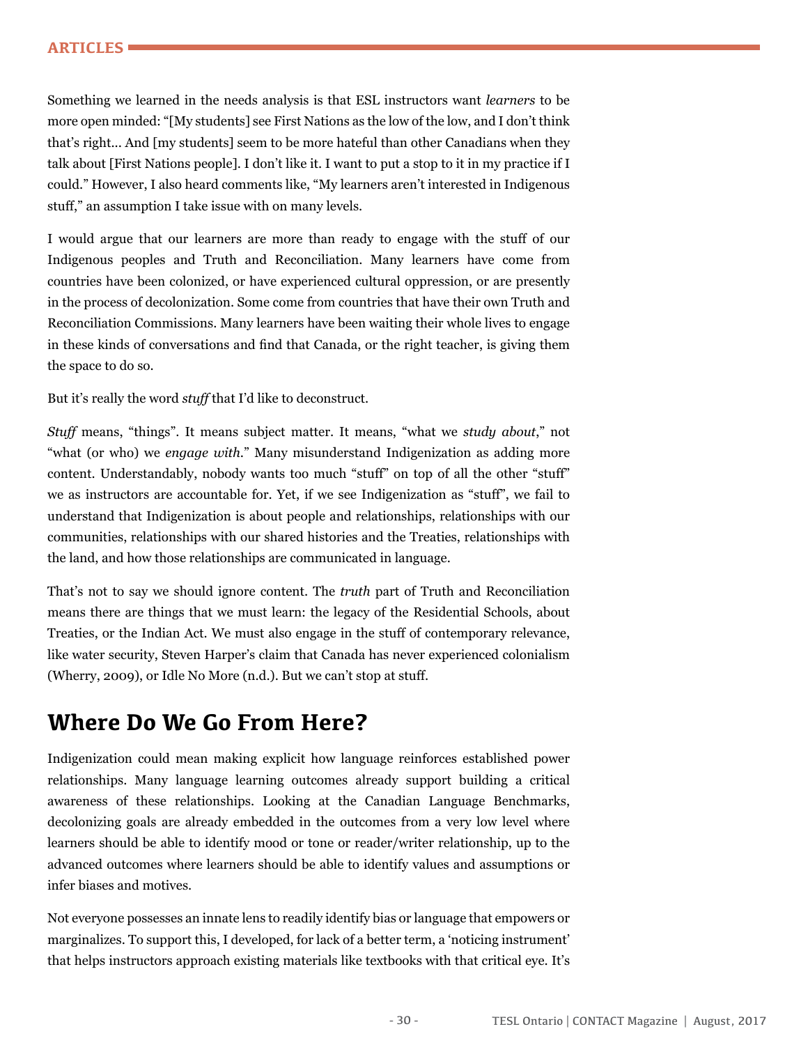Something we learned in the needs analysis is that ESL instructors want *learners* to be more open minded: "[My students] see First Nations as the low of the low, and I don't think that's right… And [my students] seem to be more hateful than other Canadians when they talk about [First Nations people]. I don't like it. I want to put a stop to it in my practice if I could." However, I also heard comments like, "My learners aren't interested in Indigenous stuff," an assumption I take issue with on many levels.

I would argue that our learners are more than ready to engage with the stuff of our Indigenous peoples and Truth and Reconciliation. Many learners have come from countries have been colonized, or have experienced cultural oppression, or are presently in the process of decolonization. Some come from countries that have their own Truth and Reconciliation Commissions. Many learners have been waiting their whole lives to engage in these kinds of conversations and find that Canada, or the right teacher, is giving them the space to do so.

But it's really the word *stuff* that I'd like to deconstruct.

*Stuff* means, "things". It means subject matter. It means, "what we *study about*," not "what (or who) we *engage with*." Many misunderstand Indigenization as adding more content. Understandably, nobody wants too much "stuff" on top of all the other "stuff" we as instructors are accountable for. Yet, if we see Indigenization as "stuff", we fail to understand that Indigenization is about people and relationships, relationships with our communities, relationships with our shared histories and the Treaties, relationships with the land, and how those relationships are communicated in language.

That's not to say we should ignore content. The *truth* part of Truth and Reconciliation means there are things that we must learn: the legacy of the Residential Schools, about Treaties, or the Indian Act. We must also engage in the stuff of contemporary relevance, like water security, Steven Harper's claim that Canada has never experienced colonialism (Wherry, 2009), or Idle No More (n.d.). But we can't stop at stuff.

## Where Do We Go From Here?

Indigenization could mean making explicit how language reinforces established power relationships. Many language learning outcomes already support building a critical awareness of these relationships. Looking at the Canadian Language Benchmarks, decolonizing goals are already embedded in the outcomes from a very low level where learners should be able to identify mood or tone or reader/writer relationship, up to the advanced outcomes where learners should be able to identify values and assumptions or infer biases and motives.

Not everyone possesses an innate lens to readily identify bias or language that empowers or marginalizes. To support this, I developed, for lack of a better term, a 'noticing instrument' that helps instructors approach existing materials like textbooks with that critical eye. It's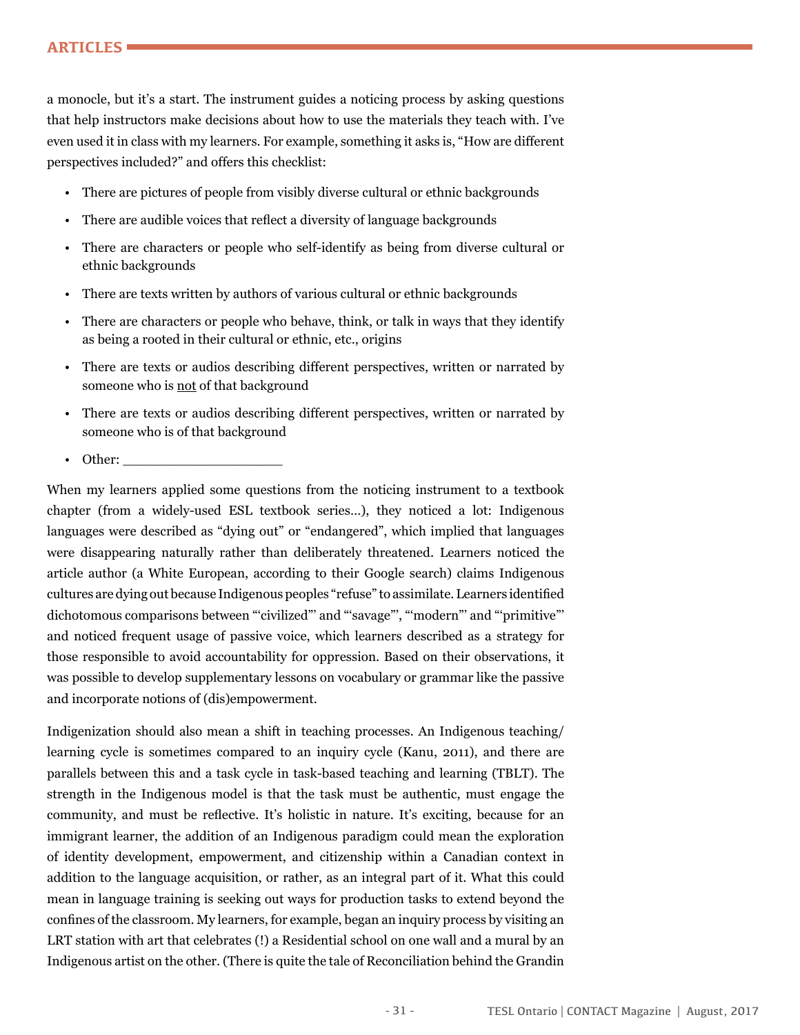a monocle, but it's a start. The instrument guides a noticing process by asking questions that help instructors make decisions about how to use the materials they teach with. I've even used it in class with my learners. For example, something it asks is, "How are different perspectives included?" and offers this checklist:

- There are pictures of people from visibly diverse cultural or ethnic backgrounds
- There are audible voices that reflect a diversity of language backgrounds
- There are characters or people who self-identify as being from diverse cultural or ethnic backgrounds
- There are texts written by authors of various cultural or ethnic backgrounds
- There are characters or people who behave, think, or talk in ways that they identify as being a rooted in their cultural or ethnic, etc., origins
- There are texts or audios describing different perspectives, written or narrated by someone who is <u>not</u> of that background
- There are texts or audios describing different perspectives, written or narrated by someone who is of that background
- Other: ____________________

When my learners applied some questions from the noticing instrument to a textbook chapter (from a widely-used ESL textbook series…), they noticed a lot: Indigenous languages were described as "dying out" or "endangered", which implied that languages were disappearing naturally rather than deliberately threatened. Learners noticed the article author (a White European, according to their Google search) claims Indigenous cultures are dying out because Indigenous peoples "refuse" to assimilate. Learners identified dichotomous comparisons between "'civilized'" and "'savage'", "'modern'" and "'primitive'" and noticed frequent usage of passive voice, which learners described as a strategy for those responsible to avoid accountability for oppression. Based on their observations, it was possible to develop supplementary lessons on vocabulary or grammar like the passive and incorporate notions of (dis)empowerment.

Indigenization should also mean a shift in teaching processes. An Indigenous teaching/learning cycle is sometimes compared to an inquiry cycle (Kanu, 2011), and there are parallels between this and a task cycle in task-based teaching and learning (TBLT). The strength in the Indigenous model is that the task must be authentic, must engage the community, and must be reflective. It's holistic in nature. It's exciting, because for an immigrant learner, the addition of an Indigenous paradigm could mean the exploration of identity development, empowerment, and citizenship within a Canadian context in addition to the language acquisition, or rather, as an integral part of it. What this could mean in language training is seeking out ways for production tasks to extend beyond the confines of the classroom. My learners, for example, began an inquiry process by visiting an LRT station with art that celebrates (!) a Residential school on one wall and a mural by an Indigenous artist on the other. (There is quite the tale of Reconciliation behind the Grandin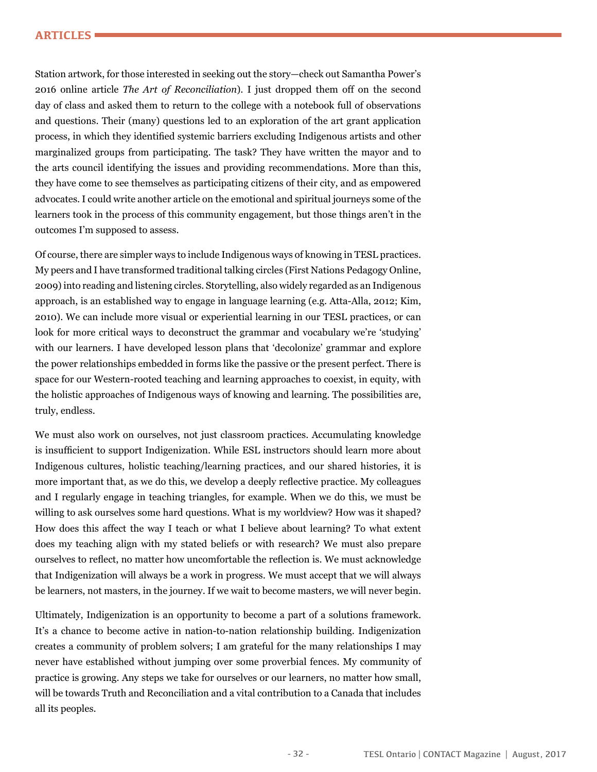Station artwork, for those interested in seeking out the story—check out Samantha Power's 2016 online article *The Art of Reconciliation*). I just dropped them off on the second day of class and asked them to return to the college with a notebook full of observations and questions. Their (many) questions led to an exploration of the art grant application process, in which they identified systemic barriers excluding Indigenous artists and other marginalized groups from participating. The task? They have written the mayor and to the arts council identifying the issues and providing recommendations. More than this, they have come to see themselves as participating citizens of their city, and as empowered advocates. I could write another article on the emotional and spiritual journeys some of the learners took in the process of this community engagement, but those things aren't in the outcomes I'm supposed to assess.

Of course, there are simpler ways to include Indigenous ways of knowing in TESL practices. My peers and I have transformed traditional talking circles (First Nations Pedagogy Online, 2009) into reading and listening circles. Storytelling, also widely regarded as an Indigenous approach, is an established way to engage in language learning (e.g. Atta-Alla, 2012; Kim, 2010). We can include more visual or experiential learning in our TESL practices, or can look for more critical ways to deconstruct the grammar and vocabulary we're 'studying' with our learners. I have developed lesson plans that 'decolonize' grammar and explore the power relationships embedded in forms like the passive or the present perfect. There is space for our Western-rooted teaching and learning approaches to coexist, in equity, with the holistic approaches of Indigenous ways of knowing and learning. The possibilities are, truly, endless.

We must also work on ourselves, not just classroom practices. Accumulating knowledge is insufficient to support Indigenization. While ESL instructors should learn more about Indigenous cultures, holistic teaching/learning practices, and our shared histories, it is more important that, as we do this, we develop a deeply reflective practice. My colleagues and I regularly engage in teaching triangles, for example. When we do this, we must be willing to ask ourselves some hard questions. What is my worldview? How was it shaped? How does this affect the way I teach or what I believe about learning? To what extent does my teaching align with my stated beliefs or with research? We must also prepare ourselves to reflect, no matter how uncomfortable the reflection is. We must acknowledge that Indigenization will always be a work in progress. We must accept that we will always be learners, not masters, in the journey. If we wait to become masters, we will never begin.

Ultimately, Indigenization is an opportunity to become a part of a solutions framework. It's a chance to become active in nation-to-nation relationship building. Indigenization creates a community of problem solvers; I am grateful for the many relationships I may never have established without jumping over some proverbial fences. My community of practice is growing. Any steps we take for ourselves or our learners, no matter how small, will be towards Truth and Reconciliation and a vital contribution to a Canada that includes all its peoples.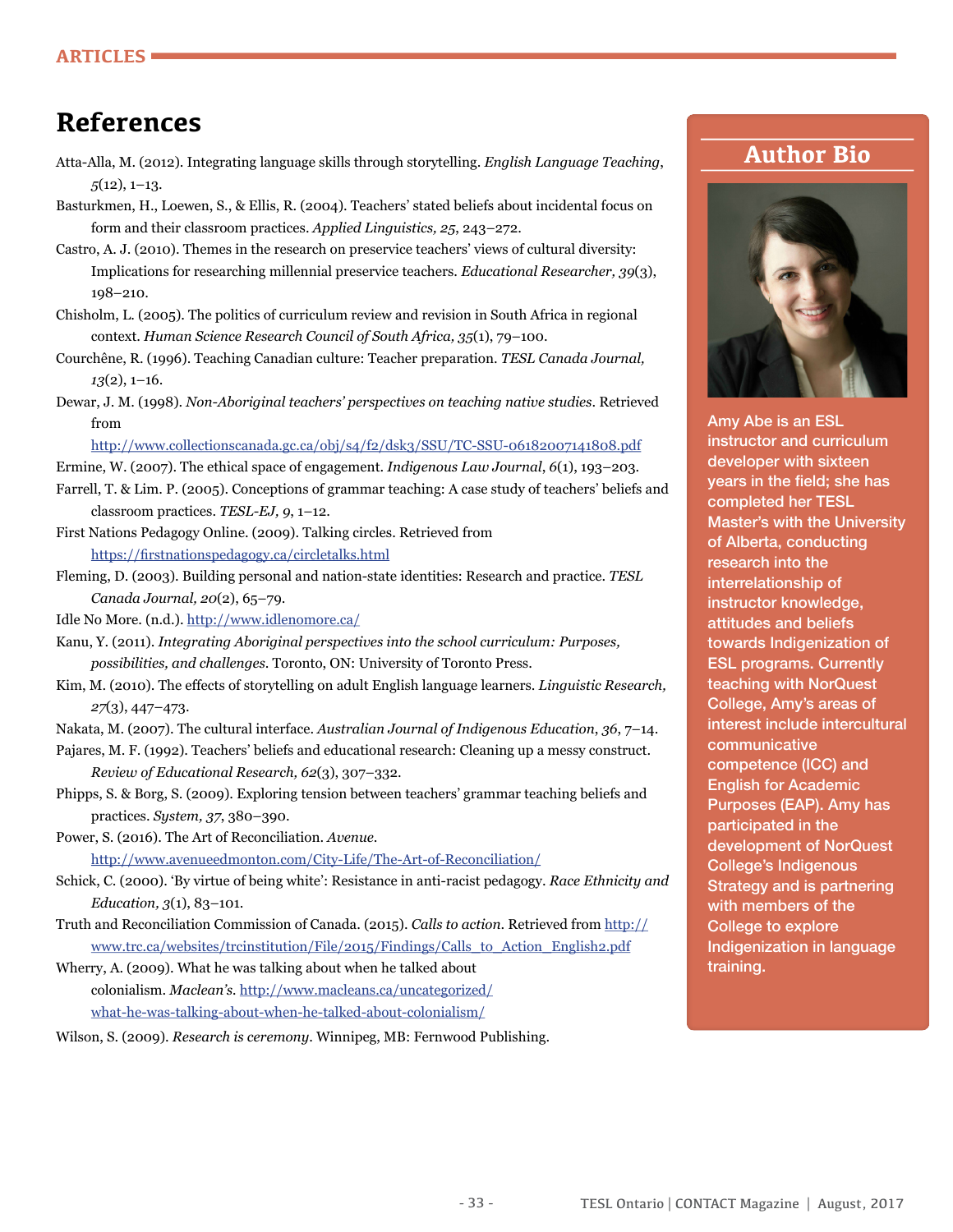## References

Atta-Alla, M. (2012). Integrating language skills through storytelling. *English Language Teaching*, *5*(12), 1–13.

Basturkmen, H., Loewen, S., & Ellis, R. (2004). Teachers' stated beliefs about incidental focus on form and their classroom practices. *Applied Linguistics, 25*, 243–272.

Castro, A. J. (2010). Themes in the research on preservice teachers' views of cultural diversity: Implications for researching millennial preservice teachers. *Educational Researcher, 39*(3), 198–210.

Chisholm, L. (2005). The politics of curriculum review and revision in South Africa in regional context. *Human Science Research Council of South Africa, 35*(1), 79–100.

Courchêne, R. (1996). Teaching Canadian culture: Teacher preparation. *TESL Canada Journal, 13*(2), 1–16.

Dewar, J. M. (1998). *Non-Aboriginal teachers' perspectives on teaching native studies*. Retrieved from http://www.collectionscanada.gc.ca/obj/s4/f2/dsk3/SSU/TC-SSU-06182007141808.pdf

Ermine, W. (2007). The ethical space of engagement. *Indigenous Law Journal*, *6*(1), 193–203.

Farrell, T. & Lim. P. (2005). Conceptions of grammar teaching: A case study of teachers' beliefs and classroom practices. *TESL-EJ, 9*, 1–12.

First Nations Pedagogy Online. (2009). Talking circles. Retrieved from https://firstnationspedagogy.ca/circletalks.html

Fleming, D. (2003). Building personal and nation-state identities: Research and practice. *TESL Canada Journal, 20*(2), 65–79.

Idle No More. (n.d.). http://www.idlenomore.ca/

Kanu, Y. (2011). *Integrating Aboriginal perspectives into the school curriculum: Purposes, possibilities, and challenges*. Toronto, ON: University of Toronto Press.

Kim, M. (2010). The effects of storytelling on adult English language learners. *Linguistic Research, 27*(3), 447–473.

Nakata, M. (2007). The cultural interface. *Australian Journal of Indigenous Education*, *36*, 7–14.

Pajares, M. F. (1992). Teachers' beliefs and educational research: Cleaning up a messy construct. *Review of Educational Research, 62*(3), 307–332.

Phipps, S. & Borg, S. (2009). Exploring tension between teachers' grammar teaching beliefs and practices. *System, 37*, 380–390.

Power, S. (2016). The Art of Reconciliation. *Avenue*. http://www.avenueedmonton.com/City-Life/The-Art-of-Reconciliation/

Schick, C. (2000). 'By virtue of being white': Resistance in anti-racist pedagogy. *Race Ethnicity and Education, 3*(1), 83–101.

Truth and Reconciliation Commission of Canada. (2015). *Calls to action*. Retrieved from http://www.trc.ca/websites/trcinstitution/File/2015/Findings/Calls_to_Action_English2.pdf

Wherry, A. (2009). What he was talking about when he talked about colonialism. *Maclean's*. http://www.macleans.ca/uncategorized/what-he-was-talking-about-when-he-talked-about-colonialism/

Wilson, S. (2009). *Research is ceremony*. Winnipeg, MB: Fernwood Publishing.

## Author Bio

Amy Abe is an ESL instructor and curriculum developer with sixteen years in the field; she has completed her TESL Master's with the University of Alberta, conducting research into the interrelationship of instructor knowledge, attitudes and beliefs towards Indigenization of ESL programs. Currently teaching with NorQuest College, Amy's areas of interest include intercultural communicative competence (ICC) and English for Academic Purposes (EAP). Amy has participated in the development of NorQuest College's Indigenous Strategy and is partnering with members of the College to explore Indigenization in language training.